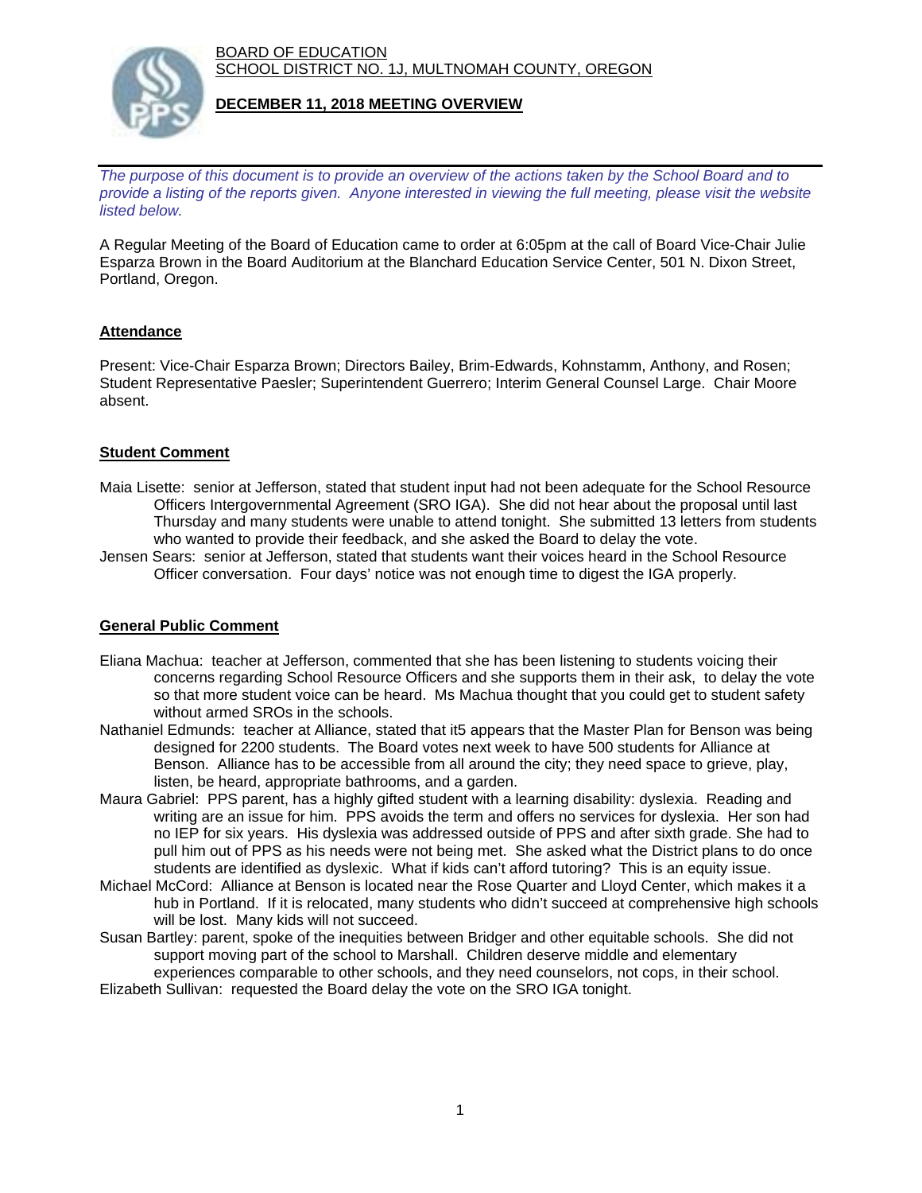BOARD OF EDUCATION
SCHOOL DISTRICT NO. 1J, MULTNOMAH COUNTY, OREGON

# DECEMBER 11, 2018 MEETING OVERVIEW

*The purpose of this document is to provide an overview of the actions taken by the School Board and to provide a listing of the reports given. Anyone interested in viewing the full meeting, please visit the website listed below.*

A Regular Meeting of the Board of Education came to order at 6:05pm at the call of Board Vice-Chair Julie Esparza Brown in the Board Auditorium at the Blanchard Education Service Center, 501 N. Dixon Street, Portland, Oregon.

## Attendance

Present: Vice-Chair Esparza Brown; Directors Bailey, Brim-Edwards, Kohnstamm, Anthony, and Rosen; Student Representative Paesler; Superintendent Guerrero; Interim General Counsel Large. Chair Moore absent.

## Student Comment

Maia Lisette: senior at Jefferson, stated that student input had not been adequate for the School Resource Officers Intergovernmental Agreement (SRO IGA). She did not hear about the proposal until last Thursday and many students were unable to attend tonight. She submitted 13 letters from students who wanted to provide their feedback, and she asked the Board to delay the vote.

Jensen Sears: senior at Jefferson, stated that students want their voices heard in the School Resource Officer conversation. Four days' notice was not enough time to digest the IGA properly.

## General Public Comment

Eliana Machua: teacher at Jefferson, commented that she has been listening to students voicing their concerns regarding School Resource Officers and she supports them in their ask, to delay the vote so that more student voice can be heard. Ms Machua thought that you could get to student safety without armed SROs in the schools.

Nathaniel Edmunds: teacher at Alliance, stated that it5 appears that the Master Plan for Benson was being designed for 2200 students. The Board votes next week to have 500 students for Alliance at Benson. Alliance has to be accessible from all around the city; they need space to grieve, play, listen, be heard, appropriate bathrooms, and a garden.

Maura Gabriel: PPS parent, has a highly gifted student with a learning disability: dyslexia. Reading and writing are an issue for him. PPS avoids the term and offers no services for dyslexia. Her son had no IEP for six years. His dyslexia was addressed outside of PPS and after sixth grade. She had to pull him out of PPS as his needs were not being met. She asked what the District plans to do once students are identified as dyslexic. What if kids can't afford tutoring? This is an equity issue.

Michael McCord: Alliance at Benson is located near the Rose Quarter and Lloyd Center, which makes it a hub in Portland. If it is relocated, many students who didn't succeed at comprehensive high schools will be lost. Many kids will not succeed.

Susan Bartley: parent, spoke of the inequities between Bridger and other equitable schools. She did not support moving part of the school to Marshall. Children deserve middle and elementary experiences comparable to other schools, and they need counselors, not cops, in their school.

Elizabeth Sullivan: requested the Board delay the vote on the SRO IGA tonight.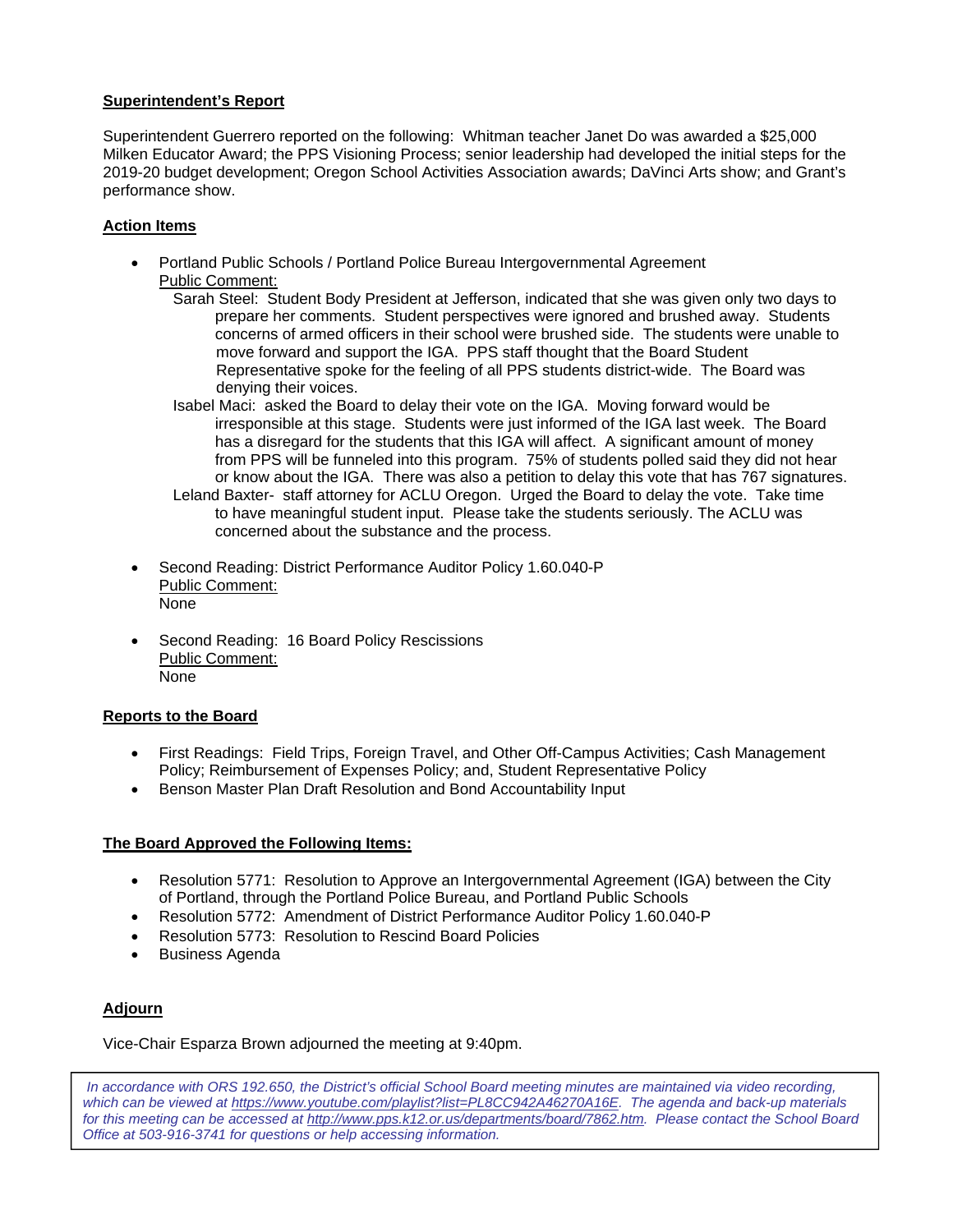**Superintendent's Report**

Superintendent Guerrero reported on the following: Whitman teacher Janet Do was awarded a $25,000 Milken Educator Award; the PPS Visioning Process; senior leadership had developed the initial steps for the 2019-20 budget development; Oregon School Activities Association awards; DaVinci Arts show; and Grant's performance show.

**Action Items**

- Portland Public Schools / Portland Police Bureau Intergovernmental Agreement
  Public Comment:
  Sarah Steel: Student Body President at Jefferson, indicated that she was given only two days to prepare her comments. Student perspectives were ignored and brushed away. Students concerns of armed officers in their school were brushed side. The students were unable to move forward and support the IGA. PPS staff thought that the Board Student Representative spoke for the feeling of all PPS students district-wide. The Board was denying their voices.
  Isabel Maci: asked the Board to delay their vote on the IGA. Moving forward would be irresponsible at this stage. Students were just informed of the IGA last week. The Board has a disregard for the students that this IGA will affect. A significant amount of money from PPS will be funneled into this program. 75% of students polled said they did not hear or know about the IGA. There was also a petition to delay this vote that has 767 signatures.
  Leland Baxter- staff attorney for ACLU Oregon. Urged the Board to delay the vote. Take time to have meaningful student input. Please take the students seriously. The ACLU was concerned about the substance and the process.

- Second Reading: District Performance Auditor Policy 1.60.040-P
  Public Comment:
  None

- Second Reading: 16 Board Policy Rescissions
  Public Comment:
  None

**Reports to the Board**

- First Readings: Field Trips, Foreign Travel, and Other Off-Campus Activities; Cash Management Policy; Reimbursement of Expenses Policy; and, Student Representative Policy
- Benson Master Plan Draft Resolution and Bond Accountability Input

**The Board Approved the Following Items:**

- Resolution 5771: Resolution to Approve an Intergovernmental Agreement (IGA) between the City of Portland, through the Portland Police Bureau, and Portland Public Schools
- Resolution 5772: Amendment of District Performance Auditor Policy 1.60.040-P
- Resolution 5773: Resolution to Rescind Board Policies
- Business Agenda

**Adjourn**

Vice-Chair Esparza Brown adjourned the meeting at 9:40pm.

*In accordance with ORS 192.650, the District's official School Board meeting minutes are maintained via video recording, which can be viewed at https://www.youtube.com/playlist?list=PL8CC942A46270A16E. The agenda and back-up materials for this meeting can be accessed at http://www.pps.k12.or.us/departments/board/7862.htm. Please contact the School Board Office at 503-916-3741 for questions or help accessing information.*